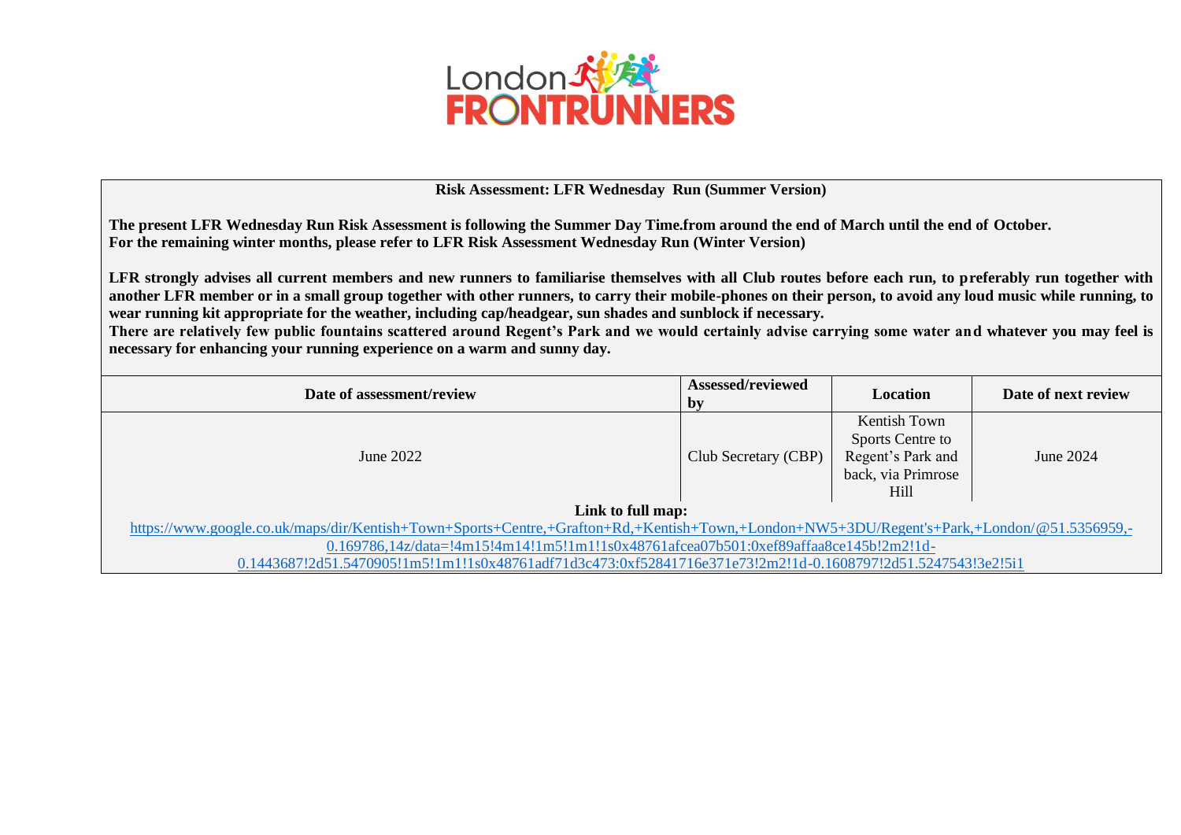London FRONTRUNNERS

**Risk Assessment: LFR Wednesday Run (Summer Version)**

**The present LFR Wednesday Run Risk Assessment is following the Summer Day Time.from around the end of March until the end of October.**
**For the remaining winter months, please refer to LFR Risk Assessment Wednesday Run (Winter Version)**

**LFR strongly advises all current members and new runners to familiarise themselves with all Club routes before each run, to preferably run together with another LFR member or in a small group together with other runners, to carry their mobile-phones on their person, to avoid any loud music while running, to wear running kit appropriate for the weather, including cap/headgear, sun shades and sunblock if necessary.**
**There are relatively few public fountains scattered around Regent's Park and we would certainly advise carrying some water and whatever you may feel is necessary for enhancing your running experience on a warm and sunny day.**

| Date of assessment/review | Assessed/reviewed by | Location | Date of next review |
|---|---|---|---|
| June 2022 | Club Secretary (CBP) | Kentish Town Sports Centre to Regent's Park and back, via Primrose Hill | June 2024 |

**Link to full map:**
https://www.google.co.uk/maps/dir/Kentish+Town+Sports+Centre,+Grafton+Rd,+Kentish+Town,+London+NW5+3DU/Regent's+Park,+London/@51.5356959,-0.169786,14z/data=!4m15!4m14!1m5!1m1!1s0x48761afcea07b501:0xef89affaa8ce145b!2m2!1d-0.1443687!2d51.5470905!1m5!1m1!1s0x48761adf71d3c473:0xf52841716e371e73!2m2!1d-0.1608797!2d51.5247543!3e2!5i1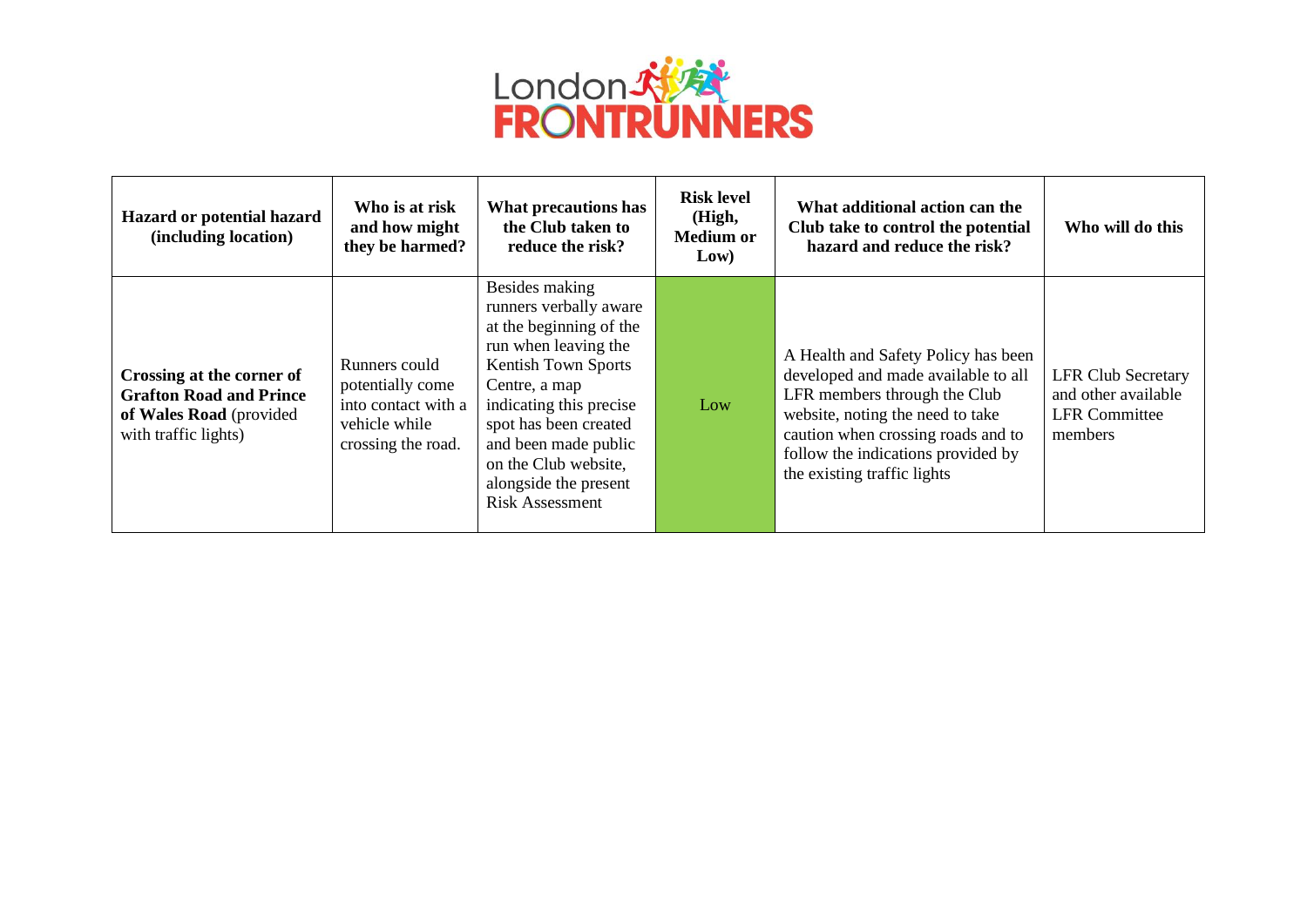| Hazard or potential hazard (including location) | Who is at risk and how might they be harmed? | What precautions has the Club taken to reduce the risk? | Risk level (High, Medium or Low) | What additional action can the Club take to control the potential hazard and reduce the risk? | Who will do this |
|---|---|---|---|---|---|
| **Crossing at the corner of Grafton Road and Prince of Wales Road** (provided with traffic lights) | Runners could potentially come into contact with a vehicle while crossing the road. | Besides making runners verbally aware at the beginning of the run when leaving the Kentish Town Sports Centre, a map indicating this precise spot has been created and been made public on the Club website, alongside the present Risk Assessment | Low | A Health and Safety Policy has been developed and made available to all LFR members through the Club website, noting the need to take caution when crossing roads and to follow the indications provided by the existing traffic lights | LFR Club Secretary and other available LFR Committee members |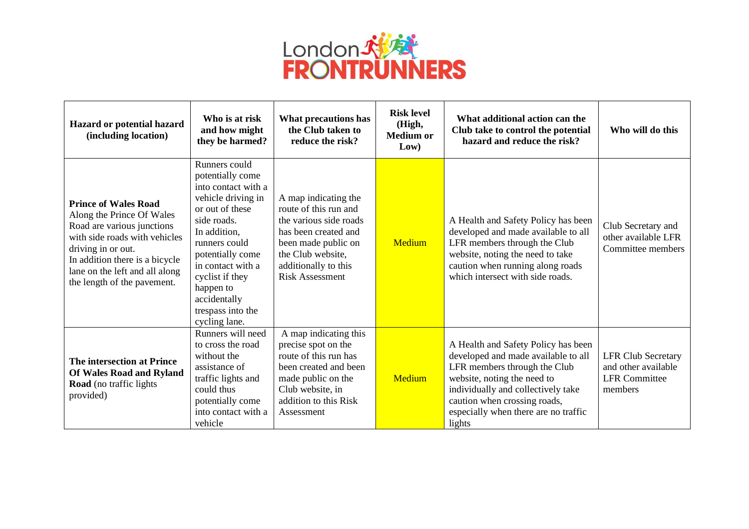| Hazard or potential hazard (including location) | Who is at risk and how might they be harmed? | What precautions has the Club taken to reduce the risk? | Risk level (High, Medium or Low) | What additional action can the Club take to control the potential hazard and reduce the risk? | Who will do this |
|---|---|---|---|---|---|
| **Prince of Wales Road** Along the Prince Of Wales Road are various junctions with side roads with vehicles driving in or out. In addition there is a bicycle lane on the left and all along the length of the pavement. | Runners could potentially come into contact with a vehicle driving in or out of these side roads. In addition, runners could potentially come in contact with a cyclist if they happen to accidentally trespass into the cycling lane. | A map indicating the route of this run and the various side roads has been created and been made public on the Club website, additionally to this Risk Assessment | Medium | A Health and Safety Policy has been developed and made available to all LFR members through the Club website, noting the need to take caution when running along roads which intersect with side roads. | Club Secretary and other available LFR Committee members |
| **The intersection at Prince Of Wales Road and Ryland Road** (no traffic lights provided) | Runners will need to cross the road without the assistance of traffic lights and could thus potentially come into contact with a vehicle | A map indicating this precise spot on the route of this run has been created and been made public on the Club website, in addition to this Risk Assessment | Medium | A Health and Safety Policy has been developed and made available to all LFR members through the Club website, noting the need to individually and collectively take caution when crossing roads, especially when there are no traffic lights | LFR Club Secretary and other available LFR Committee members |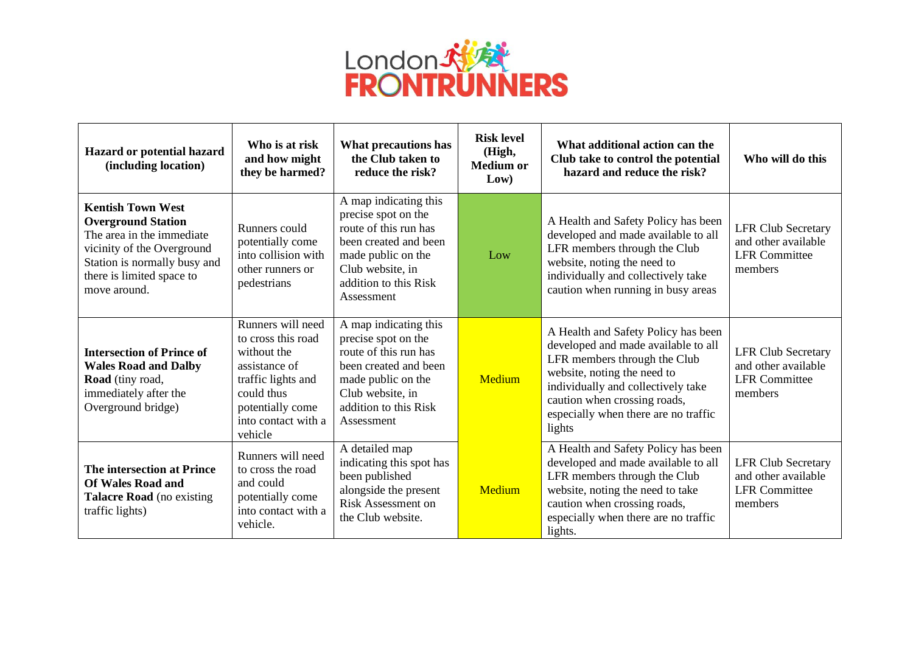| Hazard or potential hazard (including location) | Who is at risk and how might they be harmed? | What precautions has the Club taken to reduce the risk? | Risk level (High, Medium or Low) | What additional action can the Club take to control the potential hazard and reduce the risk? | Who will do this |
|---|---|---|---|---|---|
| **Kentish Town West Overground Station** The area in the immediate vicinity of the Overground Station is normally busy and there is limited space to move around. | Runners could potentially come into collision with other runners or pedestrians | A map indicating this precise spot on the route of this run has been created and been made public on the Club website, in addition to this Risk Assessment | Low | A Health and Safety Policy has been developed and made available to all LFR members through the Club website, noting the need to individually and collectively take caution when running in busy areas | LFR Club Secretary and other available LFR Committee members |
| **Intersection of Prince of Wales Road and Dalby Road** (tiny road, immediately after the Overground bridge) | Runners will need to cross this road without the assistance of traffic lights and could thus potentially come into contact with a vehicle | A map indicating this precise spot on the route of this run has been created and been made public on the Club website, in addition to this Risk Assessment | Medium | A Health and Safety Policy has been developed and made available to all LFR members through the Club website, noting the need to individually and collectively take caution when crossing roads, especially when there are no traffic lights | LFR Club Secretary and other available LFR Committee members |
| **The intersection at Prince Of Wales Road and Talacre Road** (no existing traffic lights) | Runners will need to cross the road and could potentially come into contact with a vehicle. | A detailed map indicating this spot has been published alongside the present Risk Assessment on the Club website. | Medium | A Health and Safety Policy has been developed and made available to all LFR members through the Club website, noting the need to take caution when crossing roads, especially when there are no traffic lights. | LFR Club Secretary and other available LFR Committee members |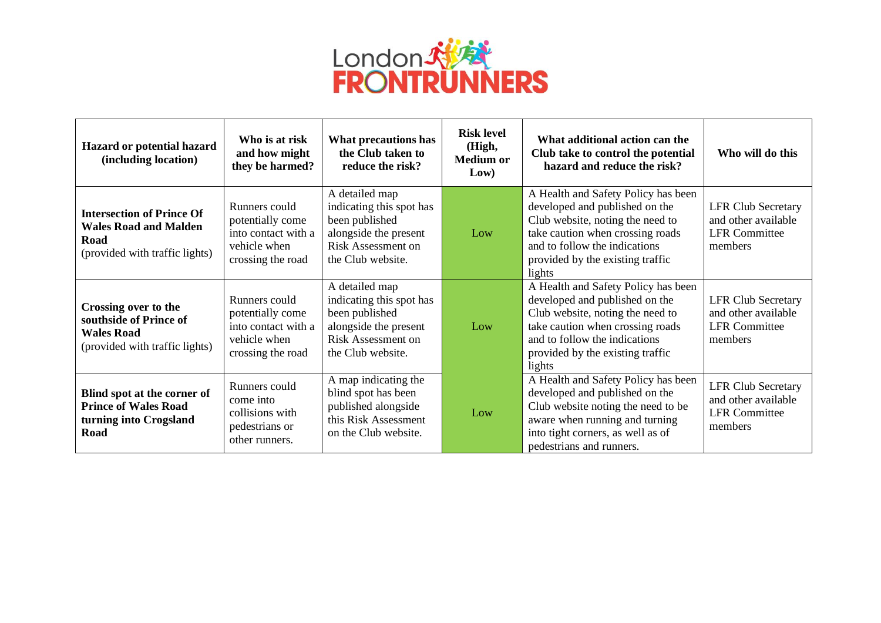| Hazard or potential hazard (including location) | Who is at risk and how might they be harmed? | What precautions has the Club taken to reduce the risk? | Risk level (High, Medium or Low) | What additional action can the Club take to control the potential hazard and reduce the risk? | Who will do this |
|---|---|---|---|---|---|
| **Intersection of Prince Of Wales Road and Malden Road** (provided with traffic lights) | Runners could potentially come into contact with a vehicle when crossing the road | A detailed map indicating this spot has been published alongside the present Risk Assessment on the Club website. | Low | A Health and Safety Policy has been developed and published on the Club website, noting the need to take caution when crossing roads and to follow the indications provided by the existing traffic lights | LFR Club Secretary and other available LFR Committee members |
| **Crossing over to the southside of Prince of Wales Road** (provided with traffic lights) | Runners could potentially come into contact with a vehicle when crossing the road | A detailed map indicating this spot has been published alongside the present Risk Assessment on the Club website. | Low | A Health and Safety Policy has been developed and published on the Club website, noting the need to take caution when crossing roads and to follow the indications provided by the existing traffic lights | LFR Club Secretary and other available LFR Committee members |
| **Blind spot at the corner of Prince of Wales Road turning into Crogsland Road** | Runners could come into collisions with pedestrians or other runners. | A map indicating the blind spot has been published alongside this Risk Assessment on the Club website. | Low | A Health and Safety Policy has been developed and published on the Club website noting the need to be aware when running and turning into tight corners, as well as of pedestrians and runners. | LFR Club Secretary and other available LFR Committee members |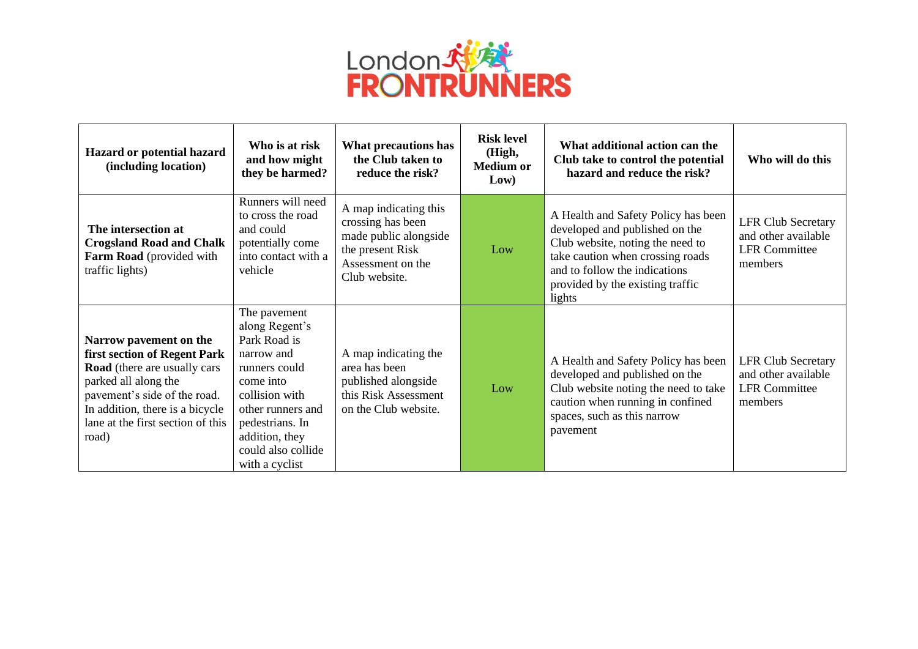| Hazard or potential hazard (including location) | Who is at risk and how might they be harmed? | What precautions has the Club taken to reduce the risk? | Risk level (High, Medium or Low) | What additional action can the Club take to control the potential hazard and reduce the risk? | Who will do this |
|---|---|---|---|---|---|
| **The intersection at Crogsland Road and Chalk Farm Road** (provided with traffic lights) | Runners will need to cross the road and could potentially come into contact with a vehicle | A map indicating this crossing has been made public alongside the present Risk Assessment on the Club website. | Low | A Health and Safety Policy has been developed and published on the Club website, noting the need to take caution when crossing roads and to follow the indications provided by the existing traffic lights | LFR Club Secretary and other available LFR Committee members |
| **Narrow pavement on the first section of Regent Park Road** (there are usually cars parked all along the pavement's side of the road. In addition, there is a bicycle lane at the first section of this road) | The pavement along Regent's Park Road is narrow and runners could come into collision with other runners and pedestrians. In addition, they could also collide with a cyclist | A map indicating the area has been published alongside this Risk Assessment on the Club website. | Low | A Health and Safety Policy has been developed and published on the Club website noting the need to take caution when running in confined spaces, such as this narrow pavement | LFR Club Secretary and other available LFR Committee members |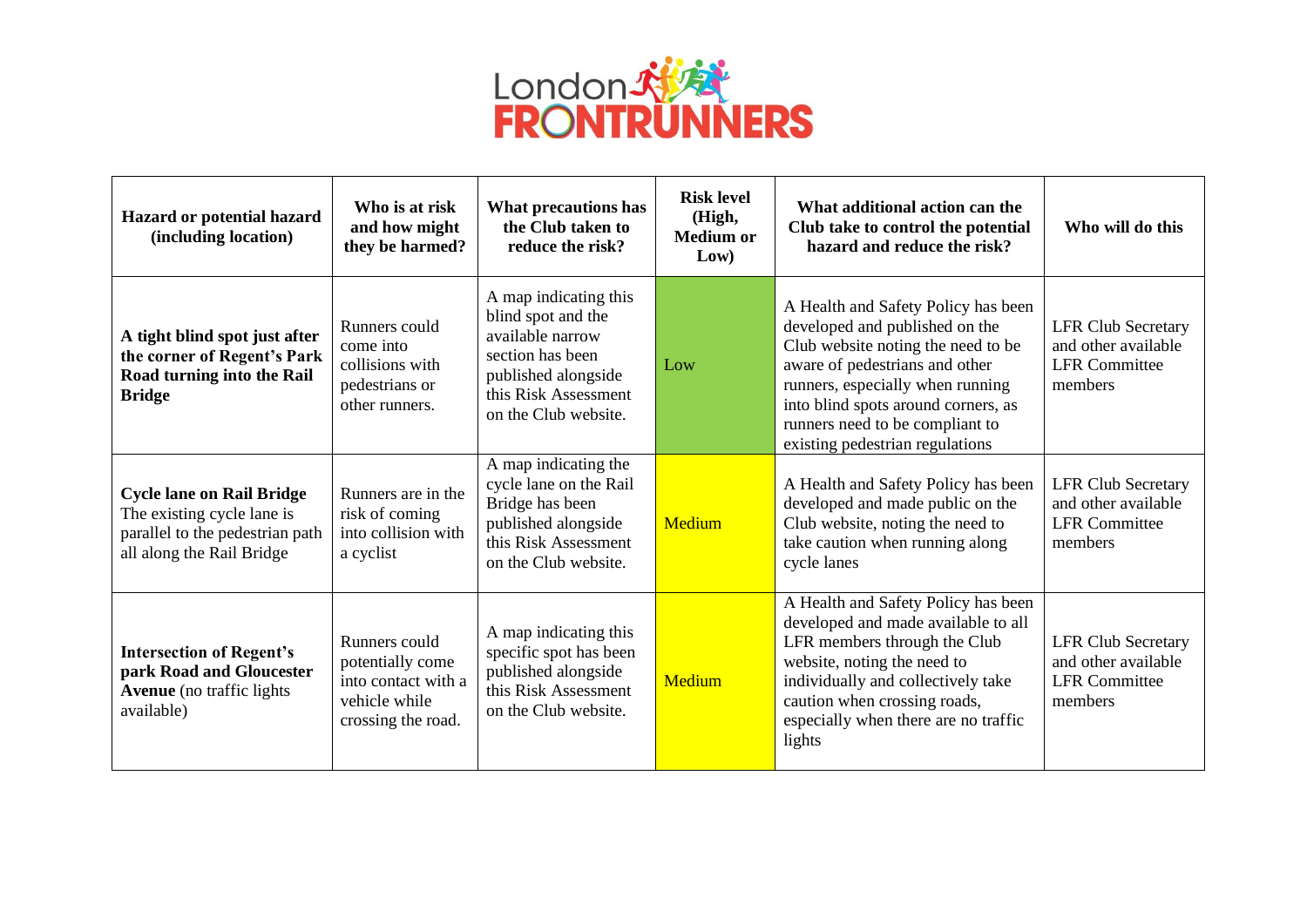| Hazard or potential hazard (including location) | Who is at risk and how might they be harmed? | What precautions has the Club taken to reduce the risk? | Risk level (High, Medium or Low) | What additional action can the Club take to control the potential hazard and reduce the risk? | Who will do this |
|---|---|---|---|---|---|
| **A tight blind spot just after the corner of Regent's Park Road turning into the Rail Bridge** | Runners could come into collisions with pedestrians or other runners. | A map indicating this blind spot and the available narrow section has been published alongside this Risk Assessment on the Club website. | Low | A Health and Safety Policy has been developed and published on the Club website noting the need to be aware of pedestrians and other runners, especially when running into blind spots around corners, as runners need to be compliant to existing pedestrian regulations | LFR Club Secretary and other available LFR Committee members |
| **Cycle lane on Rail Bridge** The existing cycle lane is parallel to the pedestrian path all along the Rail Bridge | Runners are in the risk of coming into collision with a cyclist | A map indicating the cycle lane on the Rail Bridge has been published alongside this Risk Assessment on the Club website. | Medium | A Health and Safety Policy has been developed and made public on the Club website, noting the need to take caution when running along cycle lanes | LFR Club Secretary and other available LFR Committee members |
| **Intersection of Regent's park Road and Gloucester Avenue** (no traffic lights available) | Runners could potentially come into contact with a vehicle while crossing the road. | A map indicating this specific spot has been published alongside this Risk Assessment on the Club website. | Medium | A Health and Safety Policy has been developed and made available to all LFR members through the Club website, noting the need to individually and collectively take caution when crossing roads, especially when there are no traffic lights | LFR Club Secretary and other available LFR Committee members |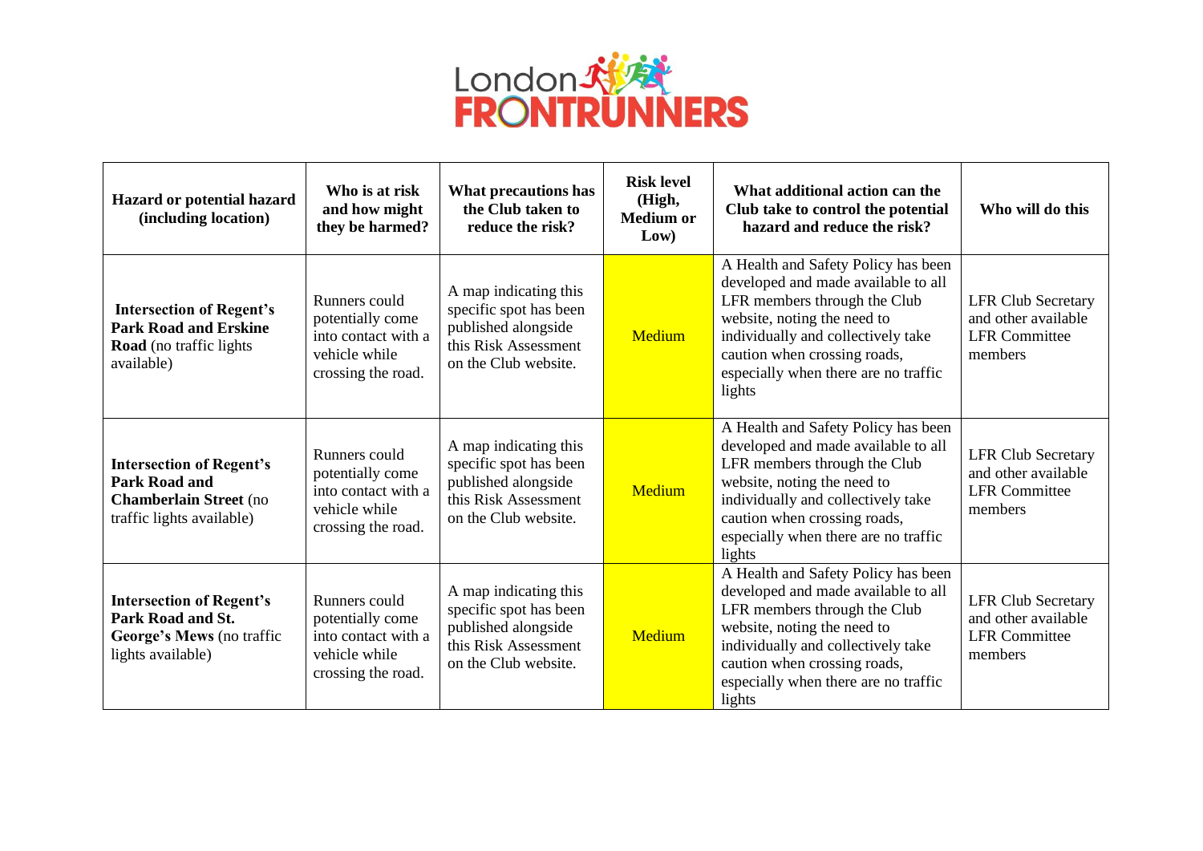| Hazard or potential hazard (including location) | Who is at risk and how might they be harmed? | What precautions has the Club taken to reduce the risk? | Risk level (High, Medium or Low) | What additional action can the Club take to control the potential hazard and reduce the risk? | Who will do this |
|---|---|---|---|---|---|
| **Intersection of Regent's Park Road and Erskine Road** (no traffic lights available) | Runners could potentially come into contact with a vehicle while crossing the road. | A map indicating this specific spot has been published alongside this Risk Assessment on the Club website. | Medium | A Health and Safety Policy has been developed and made available to all LFR members through the Club website, noting the need to individually and collectively take caution when crossing roads, especially when there are no traffic lights | LFR Club Secretary and other available LFR Committee members |
| **Intersection of Regent's Park Road and Chamberlain Street** (no traffic lights available) | Runners could potentially come into contact with a vehicle while crossing the road. | A map indicating this specific spot has been published alongside this Risk Assessment on the Club website. | Medium | A Health and Safety Policy has been developed and made available to all LFR members through the Club website, noting the need to individually and collectively take caution when crossing roads, especially when there are no traffic lights | LFR Club Secretary and other available LFR Committee members |
| **Intersection of Regent's Park Road and St. George's Mews** (no traffic lights available) | Runners could potentially come into contact with a vehicle while crossing the road. | A map indicating this specific spot has been published alongside this Risk Assessment on the Club website. | Medium | A Health and Safety Policy has been developed and made available to all LFR members through the Club website, noting the need to individually and collectively take caution when crossing roads, especially when there are no traffic lights | LFR Club Secretary and other available LFR Committee members |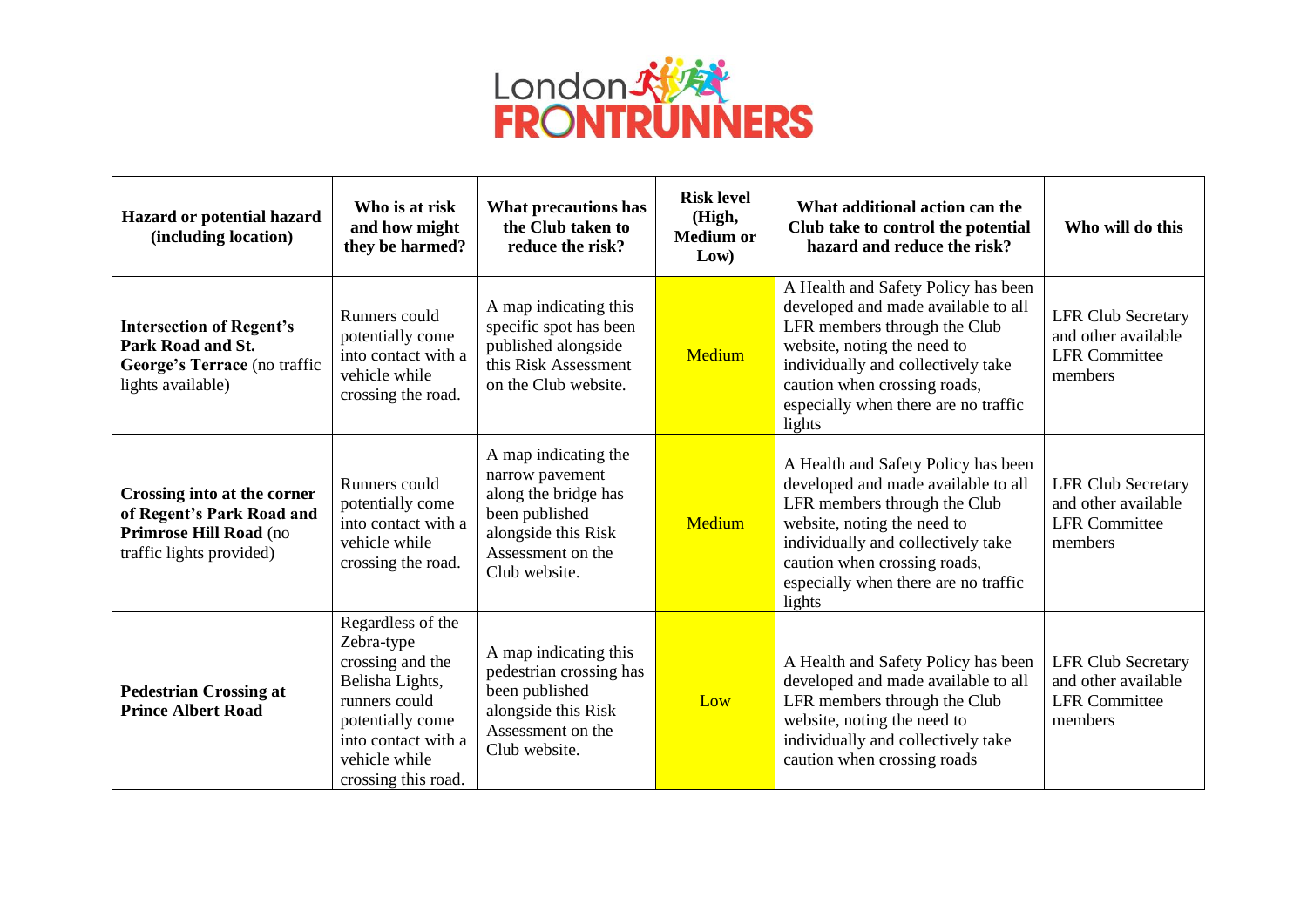| Hazard or potential hazard (including location) | Who is at risk and how might they be harmed? | What precautions has the Club taken to reduce the risk? | Risk level (High, Medium or Low) | What additional action can the Club take to control the potential hazard and reduce the risk? | Who will do this |
|---|---|---|---|---|---|
| **Intersection of Regent's Park Road and St. George's Terrace** (no traffic lights available) | Runners could potentially come into contact with a vehicle while crossing the road. | A map indicating this specific spot has been published alongside this Risk Assessment on the Club website. | Medium | A Health and Safety Policy has been developed and made available to all LFR members through the Club website, noting the need to individually and collectively take caution when crossing roads, especially when there are no traffic lights | LFR Club Secretary and other available LFR Committee members |
| **Crossing into at the corner of Regent's Park Road and Primrose Hill Road** (no traffic lights provided) | Runners could potentially come into contact with a vehicle while crossing the road. | A map indicating the narrow pavement along the bridge has been published alongside this Risk Assessment on the Club website. | Medium | A Health and Safety Policy has been developed and made available to all LFR members through the Club website, noting the need to individually and collectively take caution when crossing roads, especially when there are no traffic lights | LFR Club Secretary and other available LFR Committee members |
| **Pedestrian Crossing at Prince Albert Road** | Regardless of the Zebra-type crossing and the Belisha Lights, runners could potentially come into contact with a vehicle while crossing this road. | A map indicating this pedestrian crossing has been published alongside this Risk Assessment on the Club website. | Low | A Health and Safety Policy has been developed and made available to all LFR members through the Club website, noting the need to individually and collectively take caution when crossing roads | LFR Club Secretary and other available LFR Committee members |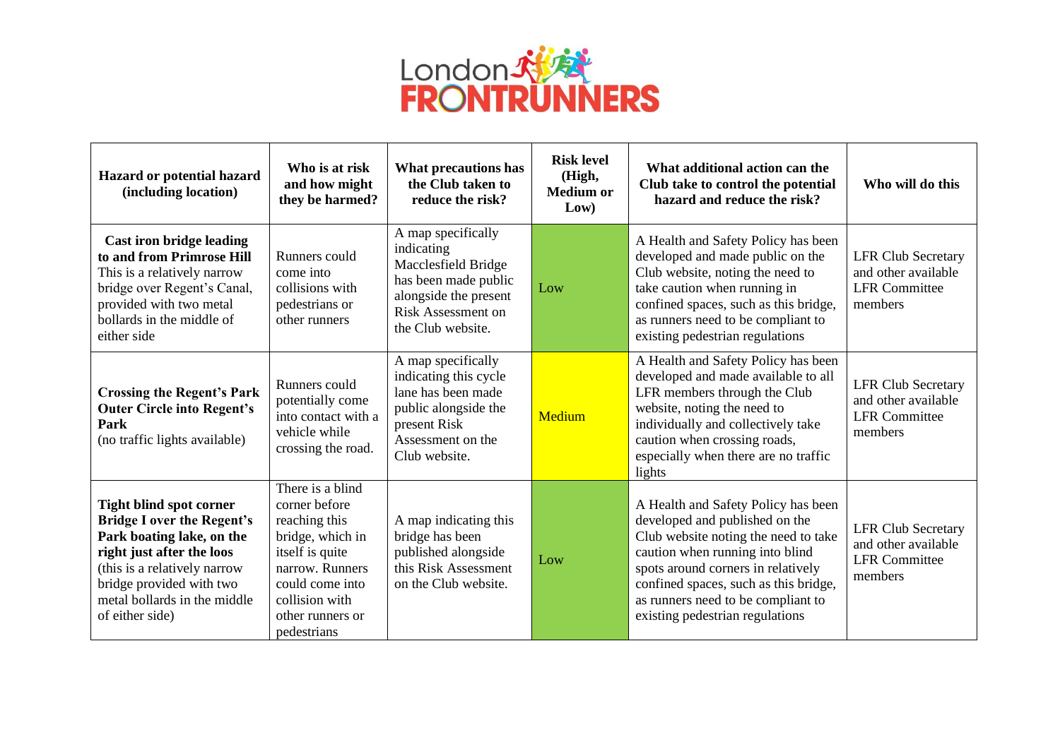| Hazard or potential hazard (including location) | Who is at risk and how might they be harmed? | What precautions has the Club taken to reduce the risk? | Risk level (High, Medium or Low) | What additional action can the Club take to control the potential hazard and reduce the risk? | Who will do this |
|---|---|---|---|---|---|
| **Cast iron bridge leading to and from Primrose Hill** This is a relatively narrow bridge over Regent's Canal, provided with two metal bollards in the middle of either side | Runners could come into collisions with pedestrians or other runners | A map specifically indicating Macclesfield Bridge has been made public alongside the present Risk Assessment on the Club website. | Low | A Health and Safety Policy has been developed and made public on the Club website, noting the need to take caution when running in confined spaces, such as this bridge, as runners need to be compliant to existing pedestrian regulations | LFR Club Secretary and other available LFR Committee members |
| **Crossing the Regent's Park Outer Circle into Regent's Park** (no traffic lights available) | Runners could potentially come into contact with a vehicle while crossing the road. | A map specifically indicating this cycle lane has been made public alongside the present Risk Assessment on the Club website. | Medium | A Health and Safety Policy has been developed and made available to all LFR members through the Club website, noting the need to individually and collectively take caution when crossing roads, especially when there are no traffic lights | LFR Club Secretary and other available LFR Committee members |
| **Tight blind spot corner Bridge I over the Regent's Park boating lake, on the right just after the loos** (this is a relatively narrow bridge provided with two metal bollards in the middle of either side) | There is a blind corner before reaching this bridge, which in itself is quite narrow. Runners could come into collision with other runners or pedestrians | A map indicating this bridge has been published alongside this Risk Assessment on the Club website. | Low | A Health and Safety Policy has been developed and published on the Club website noting the need to take caution when running into blind spots around corners in relatively confined spaces, such as this bridge, as runners need to be compliant to existing pedestrian regulations | LFR Club Secretary and other available LFR Committee members |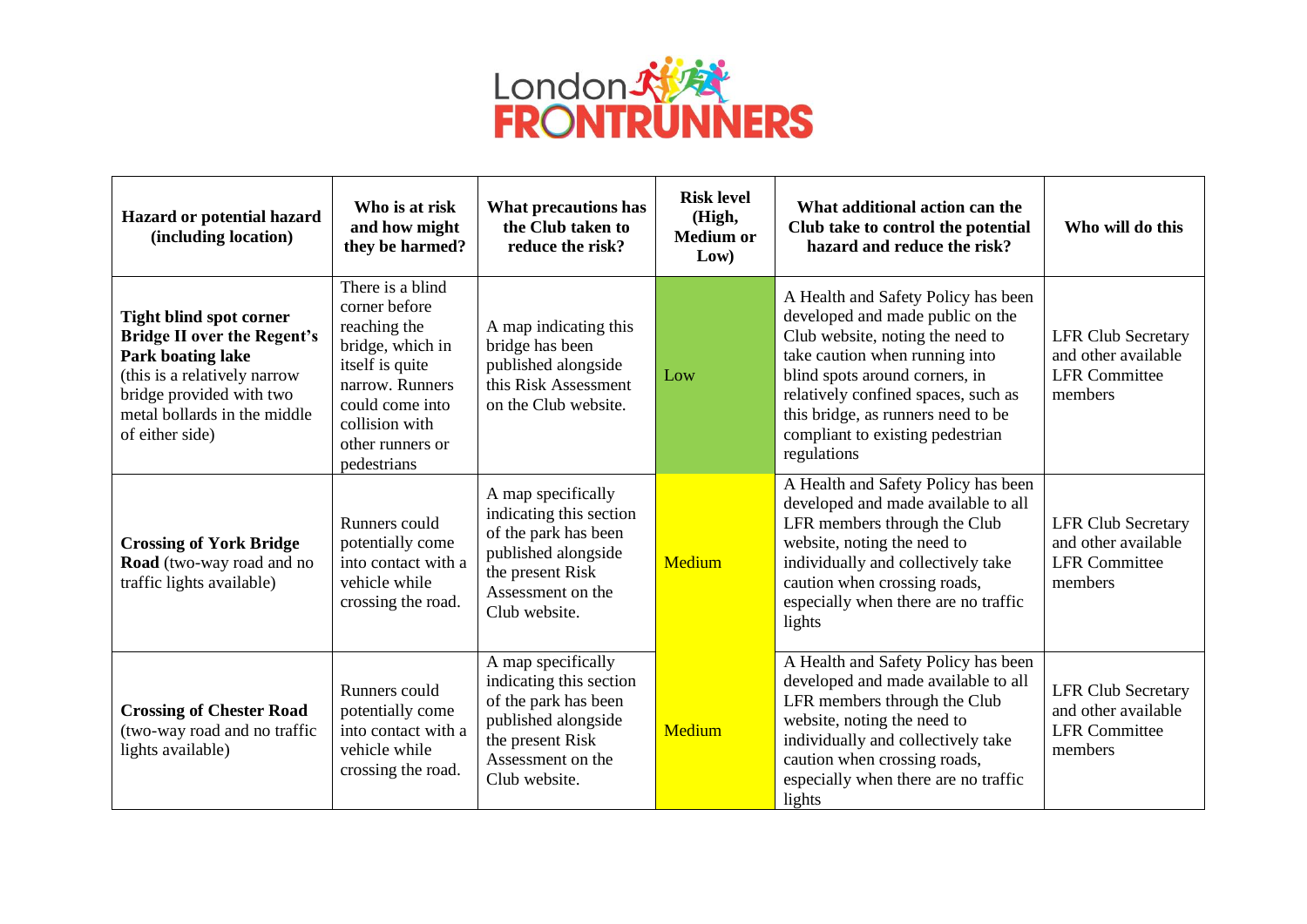| Hazard or potential hazard (including location) | Who is at risk and how might they be harmed? | What precautions has the Club taken to reduce the risk? | Risk level (High, Medium or Low) | What additional action can the Club take to control the potential hazard and reduce the risk? | Who will do this |
|---|---|---|---|---|---|
| **Tight blind spot corner Bridge II over the Regent's Park boating lake** (this is a relatively narrow bridge provided with two metal bollards in the middle of either side) | There is a blind corner before reaching the bridge, which in itself is quite narrow. Runners could come into collision with other runners or pedestrians | A map indicating this bridge has been published alongside this Risk Assessment on the Club website. | Low | A Health and Safety Policy has been developed and made public on the Club website, noting the need to take caution when running into blind spots around corners, in relatively confined spaces, such as this bridge, as runners need to be compliant to existing pedestrian regulations | LFR Club Secretary and other available LFR Committee members |
| **Crossing of York Bridge Road** (two-way road and no traffic lights available) | Runners could potentially come into contact with a vehicle while crossing the road. | A map specifically indicating this section of the park has been published alongside the present Risk Assessment on the Club website. | Medium | A Health and Safety Policy has been developed and made available to all LFR members through the Club website, noting the need to individually and collectively take caution when crossing roads, especially when there are no traffic lights | LFR Club Secretary and other available LFR Committee members |
| **Crossing of Chester Road** (two-way road and no traffic lights available) | Runners could potentially come into contact with a vehicle while crossing the road. | A map specifically indicating this section of the park has been published alongside the present Risk Assessment on the Club website. | Medium | A Health and Safety Policy has been developed and made available to all LFR members through the Club website, noting the need to individually and collectively take caution when crossing roads, especially when there are no traffic lights | LFR Club Secretary and other available LFR Committee members |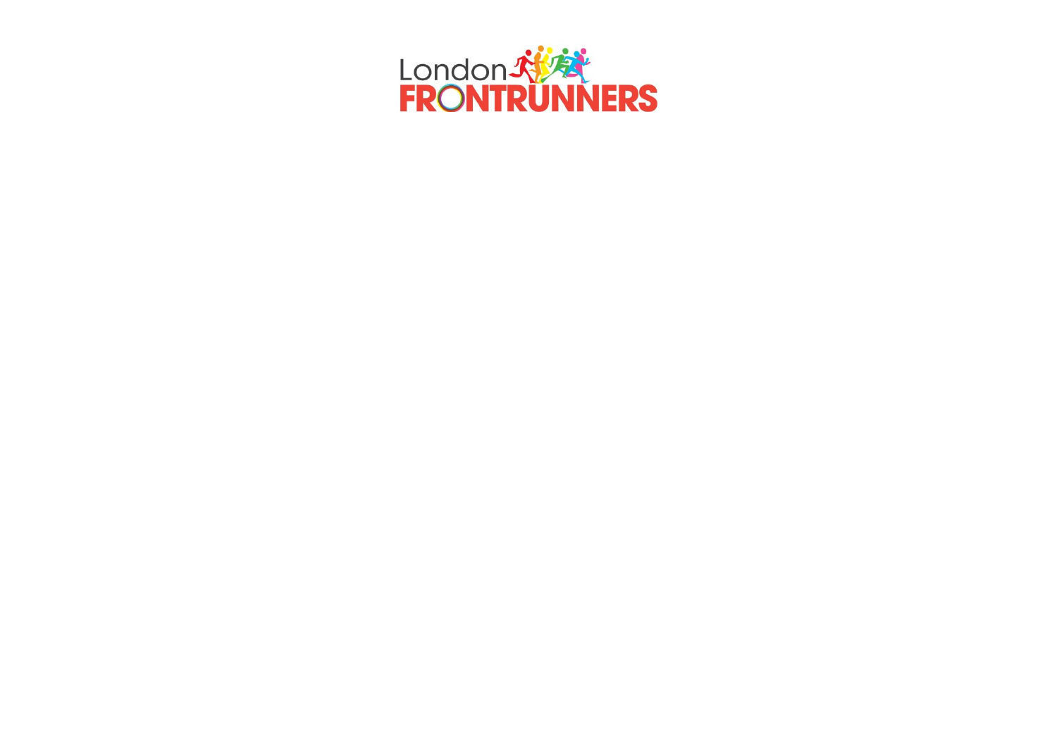London

FRONTRUNNERS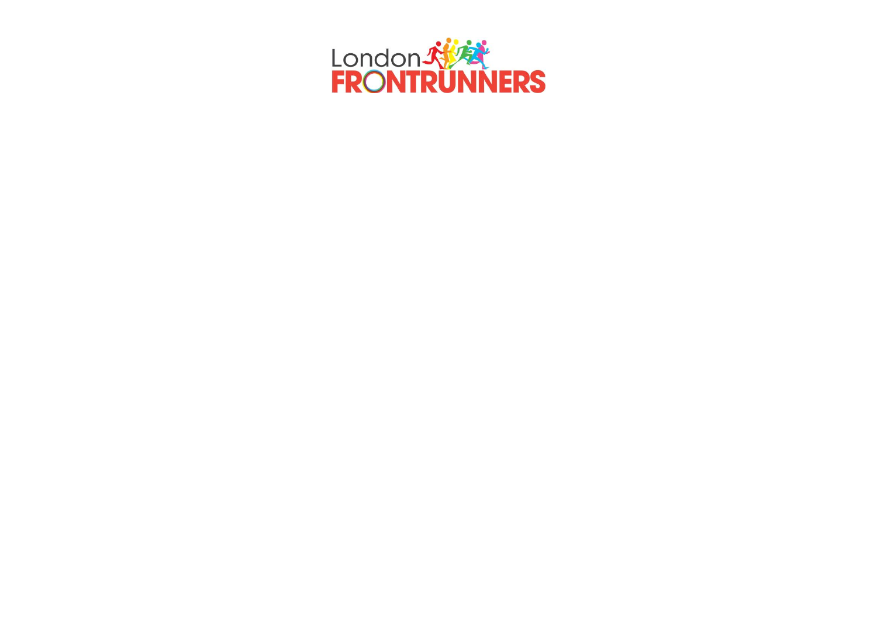London FRONTRUNNERS